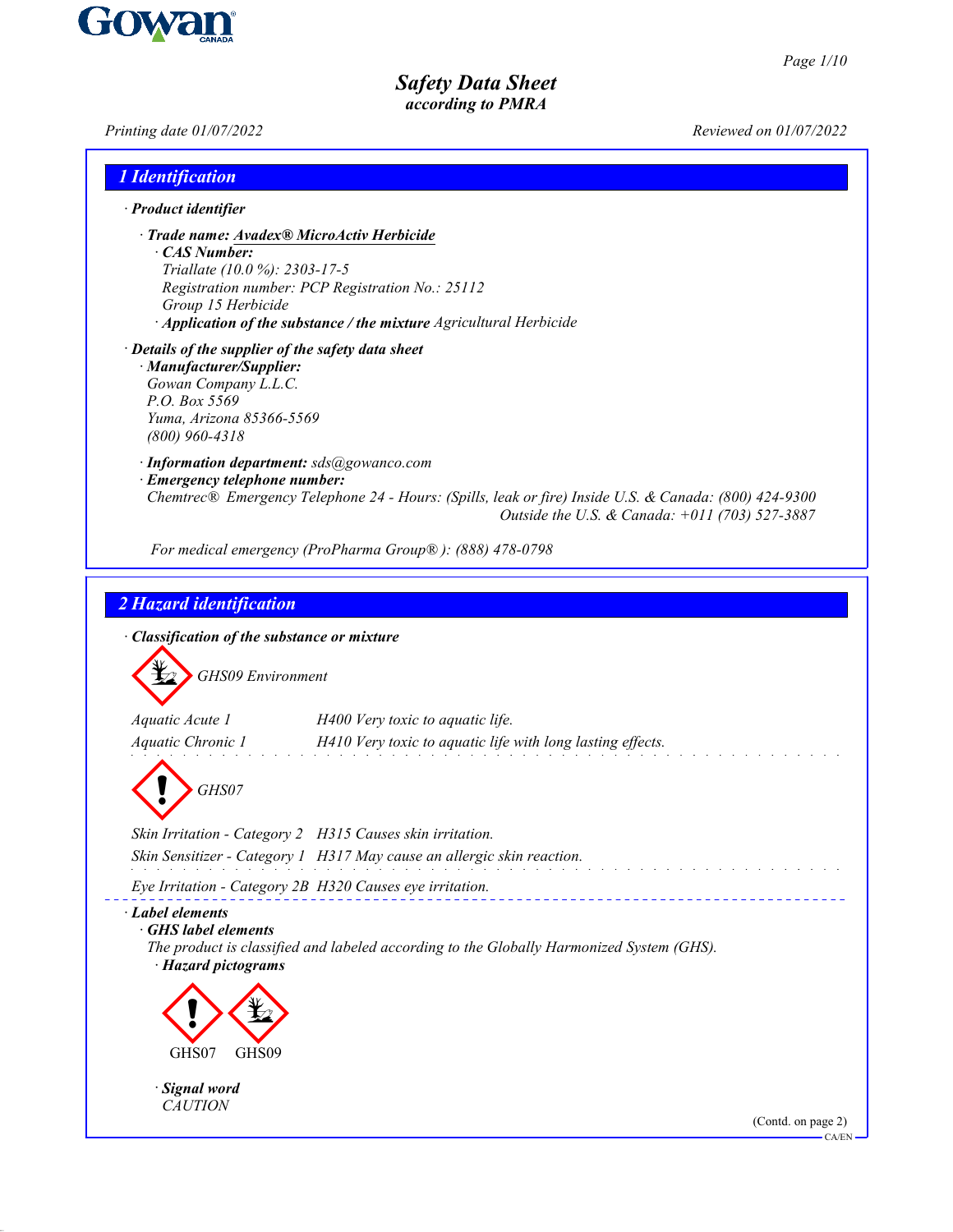# Safety Data Sheet
*according to PMRA*

Printing date 01/07/2022 Reviewed on 01/07/2022

## 1 Identification

· **Product identifier**

· **Trade name: Avadex® MicroActiv Herbicide**

· **CAS Number:**

Triallate (10.0 %): 2303-17-5

Registration number: PCP Registration No.: 25112

Group 15 Herbicide

· **Application of the substance / the mixture** Agricultural Herbicide

· **Details of the supplier of the safety data sheet**

· **Manufacturer/Supplier:**

Gowan Company L.L.C.
P.O. Box 5569
Yuma, Arizona 85366-5569
(800) 960-4318

· **Information department:** sds@gowanco.com

· **Emergency telephone number:**

Chemtrec® Emergency Telephone 24 - Hours: (Spills, leak or fire) Inside U.S. & Canada: (800) 424-9300
Outside the U.S. & Canada: +011 (703) 527-3887

For medical emergency (ProPharma Group®): (888) 478-0798

## 2 Hazard identification

· **Classification of the substance or mixture**

GHS09 Environment

| | |
|---|---|
| Aquatic Acute 1 | H400 Very toxic to aquatic life. |
| Aquatic Chronic 1 | H410 Very toxic to aquatic life with long lasting effects. |

GHS07

| | |
|---|---|
| Skin Irritation - Category 2 | H315 Causes skin irritation. |
| Skin Sensitizer - Category 1 | H317 May cause an allergic skin reaction. |
| Eye Irritation - Category 2B | H320 Causes eye irritation. |

· **Label elements**

· **GHS label elements**

The product is classified and labeled according to the Globally Harmonized System (GHS).

· **Hazard pictograms**

GHS07 GHS09

· **Signal word**

CAUTION

(Contd. on page 2)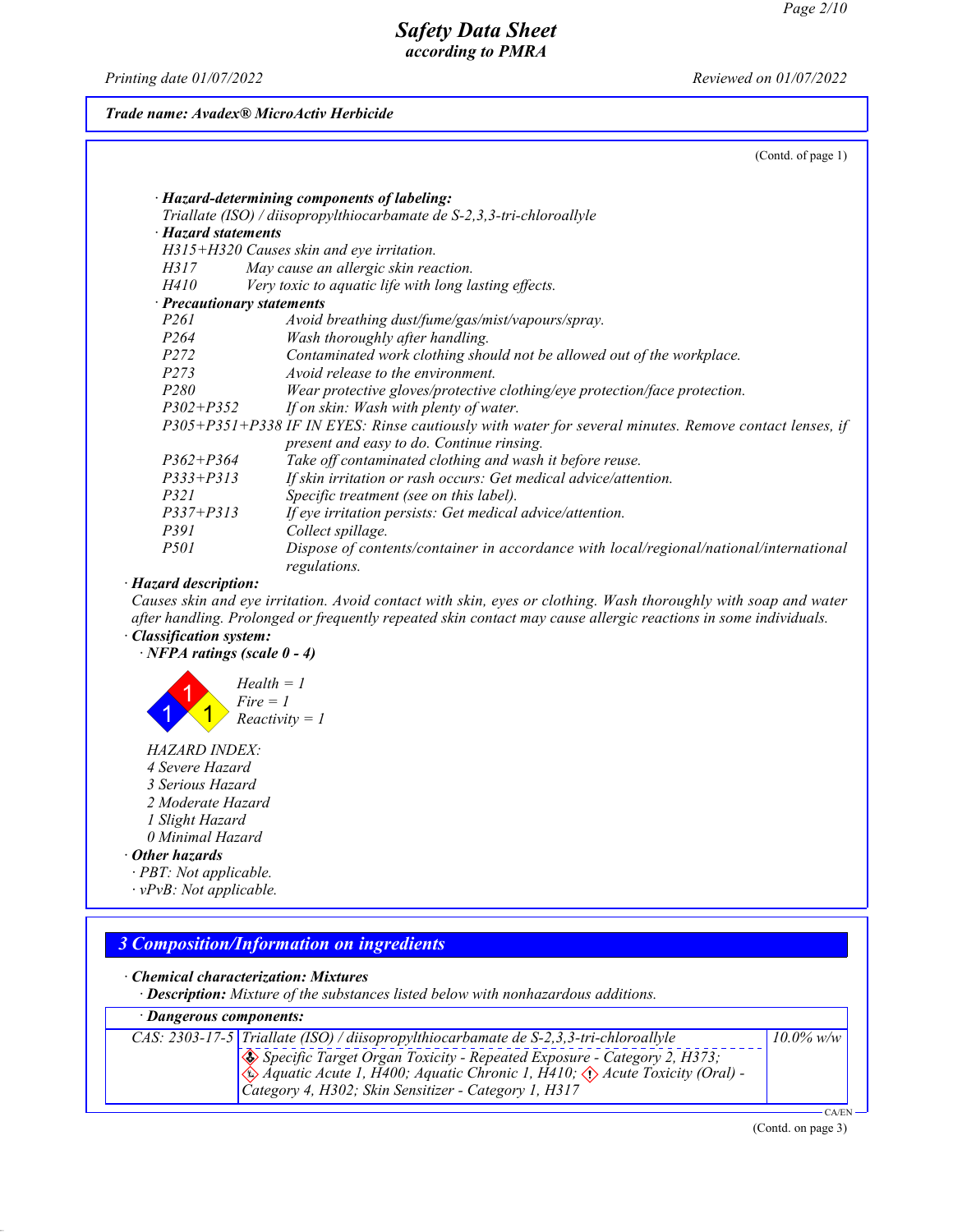(Contd. of page 1)

· **Hazard-determining components of labeling:**
Triallate (ISO) / diisopropylthiocarbamate de S-2,3,3-tri-chloroallyle

· **Hazard statements**
H315+H320 Causes skin and eye irritation.
H317 May cause an allergic skin reaction.
H410 Very toxic to aquatic life with long lasting effects.

· **Precautionary statements**
P261 Avoid breathing dust/fume/gas/mist/vapours/spray.
P264 Wash thoroughly after handling.
P272 Contaminated work clothing should not be allowed out of the workplace.
P273 Avoid release to the environment.
P280 Wear protective gloves/protective clothing/eye protection/face protection.
P302+P352 If on skin: Wash with plenty of water.
P305+P351+P338 IF IN EYES: Rinse cautiously with water for several minutes. Remove contact lenses, if present and easy to do. Continue rinsing.
P362+P364 Take off contaminated clothing and wash it before reuse.
P333+P313 If skin irritation or rash occurs: Get medical advice/attention.
P321 Specific treatment (see on this label).
P337+P313 If eye irritation persists: Get medical advice/attention.
P391 Collect spillage.
P501 Dispose of contents/container in accordance with local/regional/national/international regulations.

· **Hazard description:**
Causes skin and eye irritation. Avoid contact with skin, eyes or clothing. Wash thoroughly with soap and water after handling. Prolonged or frequently repeated skin contact may cause allergic reactions in some individuals.

· **Classification system:**
· **NFPA ratings (scale 0 - 4)**

Health = 1
Fire = 1
Reactivity = 1

HAZARD INDEX:
4 Severe Hazard
3 Serious Hazard
2 Moderate Hazard
1 Slight Hazard
0 Minimal Hazard

· **Other hazards**
· PBT: Not applicable.
· vPvB: Not applicable.

## 3 Composition/Information on ingredients

· **Chemical characterization: Mixtures**
· **Description:** Mixture of the substances listed below with nonhazardous additions.

| · Dangerous components: | | |
|---|---|---|
| CAS: 2303-17-5 | Triallate (ISO) / diisopropylthiocarbamate de S-2,3,3-tri-chloroallyle<br>Specific Target Organ Toxicity - Repeated Exposure - Category 2, H373; Aquatic Acute 1, H400; Aquatic Chronic 1, H410; Acute Toxicity (Oral) - Category 4, H302; Skin Sensitizer - Category 1, H317 | 10.0% w/w |

(Contd. on page 3)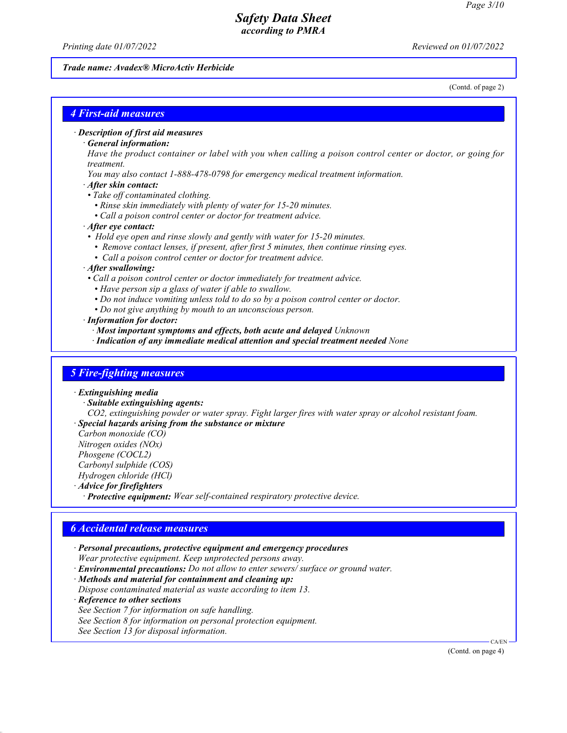*Trade name: Avadex® MicroActiv Herbicide*

(Contd. of page 2)

## 4 First-aid measures

· **Description of first aid measures**
  · **General information:**
  Have the product container or label with you when calling a poison control center or doctor, or going for treatment.
  You may also contact 1-888-478-0798 for emergency medical treatment information.
  · **After skin contact:**
  • Take off contaminated clothing.
  • Rinse skin immediately with plenty of water for 15-20 minutes.
  • Call a poison control center or doctor for treatment advice.
  · **After eye contact:**
  • Hold eye open and rinse slowly and gently with water for 15-20 minutes.
  • Remove contact lenses, if present, after first 5 minutes, then continue rinsing eyes.
  • Call a poison control center or doctor for treatment advice.
  · **After swallowing:**
  • Call a poison control center or doctor immediately for treatment advice.
  • Have person sip a glass of water if able to swallow.
  • Do not induce vomiting unless told to do so by a poison control center or doctor.
  • Do not give anything by mouth to an unconscious person.
  · **Information for doctor:**
    · **Most important symptoms and effects, both acute and delayed** Unknown
    · **Indication of any immediate medical attention and special treatment needed** None

## 5 Fire-fighting measures

· **Extinguishing media**
  · **Suitable extinguishing agents:**
  $CO_2$, extinguishing powder or water spray. Fight larger fires with water spray or alcohol resistant foam.
· **Special hazards arising from the substance or mixture**
Carbon monoxide (CO)
Nitrogen oxides ($NO_x$)
Phosgene ($COCL_2$)
Carbonyl sulphide (COS)
Hydrogen chloride (HCl)
· **Advice for firefighters**
  · **Protective equipment:** Wear self-contained respiratory protective device.

## 6 Accidental release measures

· **Personal precautions, protective equipment and emergency procedures**
Wear protective equipment. Keep unprotected persons away.
· **Environmental precautions:** Do not allow to enter sewers/ surface or ground water.
· **Methods and material for containment and cleaning up:**
Dispose contaminated material as waste according to item 13.
· **Reference to other sections**
See Section 7 for information on safe handling.
See Section 8 for information on personal protection equipment.
See Section 13 for disposal information.

(Contd. on page 4)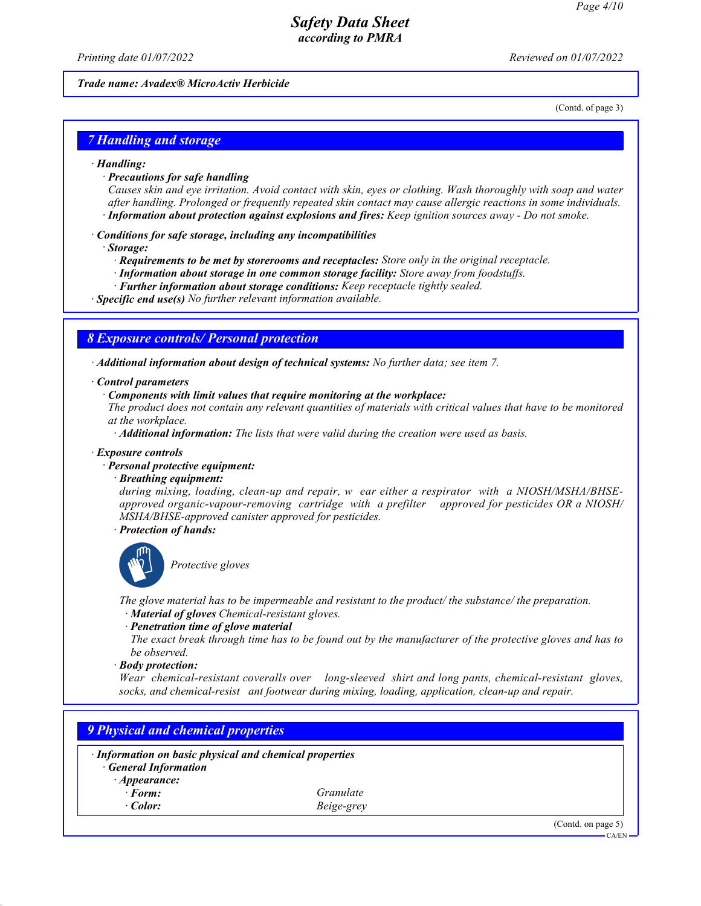*Trade name: Avadex® MicroActiv Herbicide*

(Contd. of page 3)

## 7 Handling and storage

· **Handling:**

· **Precautions for safe handling**

Causes skin and eye irritation. Avoid contact with skin, eyes or clothing. Wash thoroughly with soap and water after handling. Prolonged or frequently repeated skin contact may cause allergic reactions in some individuals.

· **Information about protection against explosions and fires:** Keep ignition sources away - Do not smoke.

· **Conditions for safe storage, including any incompatibilities**

· **Storage:**

· **Requirements to be met by storerooms and receptacles:** Store only in the original receptacle.

· **Information about storage in one common storage facility:** Store away from foodstuffs.

· **Further information about storage conditions:** Keep receptacle tightly sealed.

· **Specific end use(s)** No further relevant information available.

## 8 Exposure controls/ Personal protection

· **Additional information about design of technical systems:** No further data; see item 7.

· **Control parameters**

· **Components with limit values that require monitoring at the workplace:**

The product does not contain any relevant quantities of materials with critical values that have to be monitored at the workplace.

· **Additional information:** The lists that were valid during the creation were used as basis.

· **Exposure controls**

· **Personal protective equipment:**

· **Breathing equipment:**

during mixing, loading, clean-up and repair, wear either a respirator with a NIOSH/MSHA/BHSE-approved organic-vapour-removing cartridge with a prefilter approved for pesticides OR a NIOSH/MSHA/BHSE-approved canister approved for pesticides.

· **Protection of hands:**

Protective gloves

The glove material has to be impermeable and resistant to the product/ the substance/ the preparation.

· **Material of gloves** Chemical-resistant gloves.

· **Penetration time of glove material**

The exact break through time has to be found out by the manufacturer of the protective gloves and has to be observed.

· **Body protection:**

Wear chemical-resistant coveralls over long-sleeved shirt and long pants, chemical-resistant gloves, socks, and chemical-resistant footwear during mixing, loading, application, clean-up and repair.

## 9 Physical and chemical properties

· **Information on basic physical and chemical properties**

· **General Information**

· **Appearance:**

| | |
|---|---|
| · **Form:** | Granulate |
| · **Color:** | Beige-grey |

(Contd. on page 5)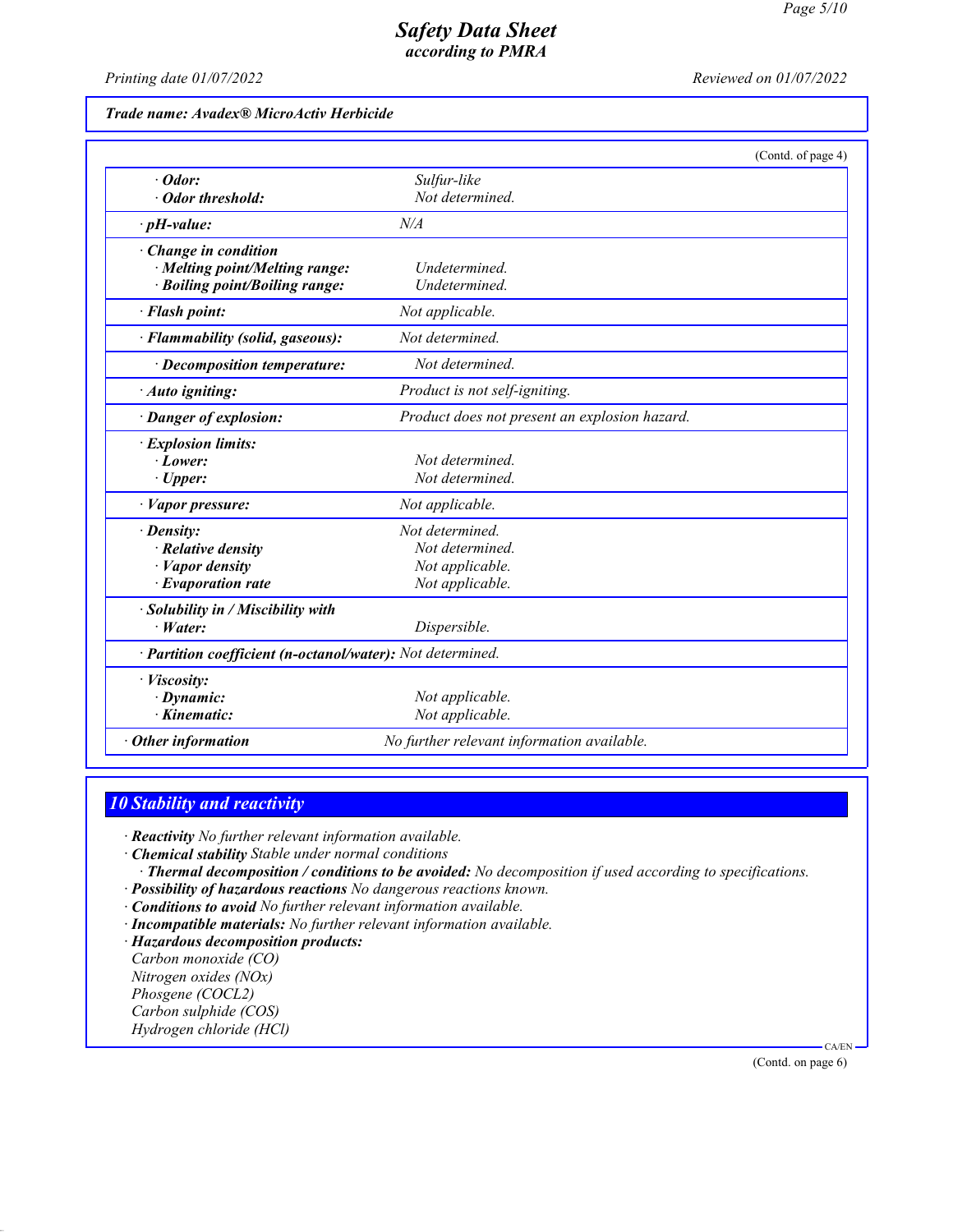**Trade name: Avadex® MicroActiv Herbicide**

(Contd. of page 4)

| | |
|---|---|
| · **Odor:** | Sulfur-like |
| · **Odor threshold:** | Not determined. |
| · **pH-value:** | N/A |
| · **Change in condition** | |
| · **Melting point/Melting range:** | Undetermined. |
| · **Boiling point/Boiling range:** | Undetermined. |
| · **Flash point:** | Not applicable. |
| · **Flammability (solid, gaseous):** | Not determined. |
| · **Decomposition temperature:** | Not determined. |
| · **Auto igniting:** | Product is not self-igniting. |
| · **Danger of explosion:** | Product does not present an explosion hazard. |
| · **Explosion limits:** | |
| · **Lower:** | Not determined. |
| · **Upper:** | Not determined. |
| · **Vapor pressure:** | Not applicable. |
| · **Density:** | Not determined. |
| · **Relative density** | Not determined. |
| · **Vapor density** | Not applicable. |
| · **Evaporation rate** | Not applicable. |
| · **Solubility in / Miscibility with** | |
| · **Water:** | Dispersible. |
| · **Partition coefficient (n-octanol/water):** | Not determined. |
| · **Viscosity:** | |
| · **Dynamic:** | Not applicable. |
| · **Kinematic:** | Not applicable. |
| · **Other information** | No further relevant information available. |

## 10 Stability and reactivity

· **Reactivity** No further relevant information available.
· **Chemical stability** Stable under normal conditions
· **Thermal decomposition / conditions to be avoided:** No decomposition if used according to specifications.
· **Possibility of hazardous reactions** No dangerous reactions known.
· **Conditions to avoid** No further relevant information available.
· **Incompatible materials:** No further relevant information available.
· **Hazardous decomposition products:**
Carbon monoxide (CO)
Nitrogen oxides (NOx)
Phosgene (COCL2)
Carbon sulphide (COS)
Hydrogen chloride (HCl)

(Contd. on page 6)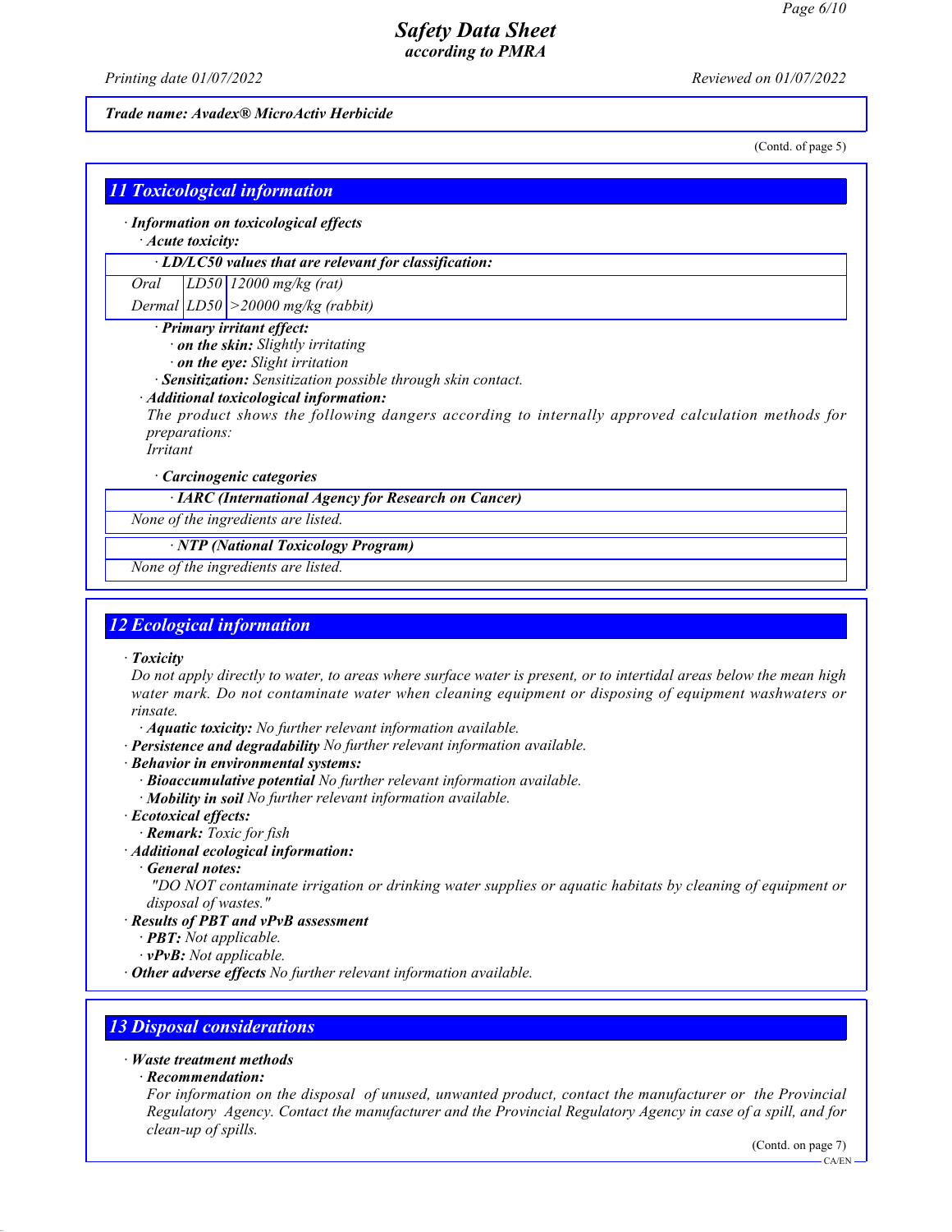*Trade name: Avadex® MicroActiv Herbicide*

(Contd. of page 5)

## 11 Toxicological information

· **Information on toxicological effects**

· **Acute toxicity:**

| · LD/LC50 values that are relevant for classification: | | |
|---|---|---|
| Oral | LD50 | 12000 mg/kg (rat) |
| Dermal | LD50 | >20000 mg/kg (rabbit) |

· **Primary irritant effect:**
· **on the skin:** Slightly irritating
· **on the eye:** Slight irritation
· **Sensitization:** Sensitization possible through skin contact.
· **Additional toxicological information:**
The product shows the following dangers according to internally approved calculation methods for preparations:
Irritant

· **Carcinogenic categories**

| · IARC (International Agency for Research on Cancer) |
|---|
| None of the ingredients are listed. |

| · NTP (National Toxicology Program) |
|---|
| None of the ingredients are listed. |

## 12 Ecological information

· **Toxicity**
Do not apply directly to water, to areas where surface water is present, or to intertidal areas below the mean high water mark. Do not contaminate water when cleaning equipment or disposing of equipment washwaters or rinsate.
· **Aquatic toxicity:** No further relevant information available.
· **Persistence and degradability** No further relevant information available.
· **Behavior in environmental systems:**
· **Bioaccumulative potential** No further relevant information available.
· **Mobility in soil** No further relevant information available.
· **Ecotoxical effects:**
· **Remark:** Toxic for fish
· **Additional ecological information:**
· **General notes:**
"DO NOT contaminate irrigation or drinking water supplies or aquatic habitats by cleaning of equipment or disposal of wastes."
· **Results of PBT and vPvB assessment**
· **PBT:** Not applicable.
· **vPvB:** Not applicable.
· **Other adverse effects** No further relevant information available.

## 13 Disposal considerations

· **Waste treatment methods**
· **Recommendation:**
For information on the disposal of unused, unwanted product, contact the manufacturer or the Provincial Regulatory Agency. Contact the manufacturer and the Provincial Regulatory Agency in case of a spill, and for clean-up of spills.

(Contd. on page 7)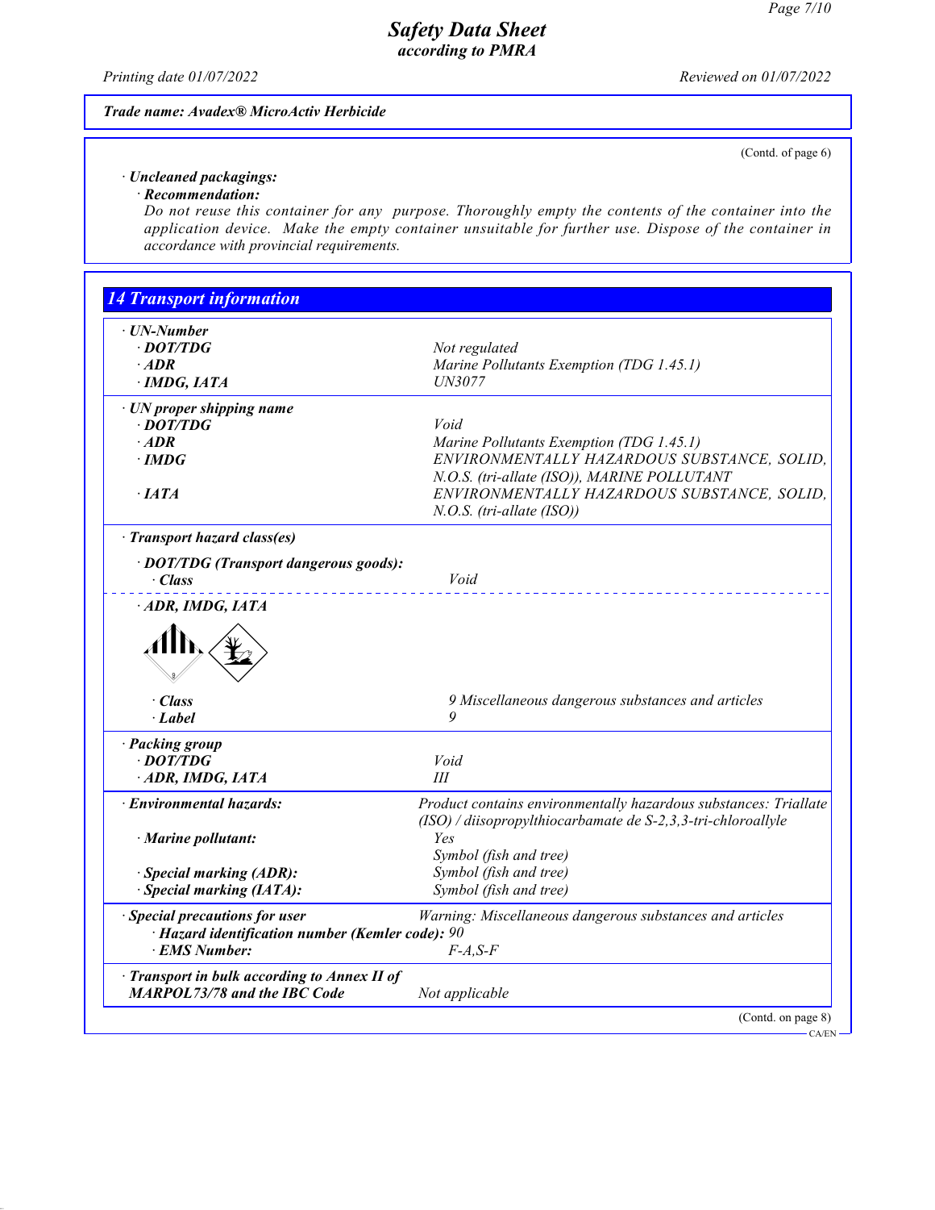*Trade name: Avadex® MicroActiv Herbicide*

(Contd. of page 6)

· **Uncleaned packagings:**

· **Recommendation:**

Do not reuse this container for any purpose. Thoroughly empty the contents of the container into the application device. Make the empty container unsuitable for further use. Dispose of the container in accordance with provincial requirements.

## 14 Transport information

· **UN-Number**

| | |
|---|---|
| · **DOT/TDG** | Not regulated |
| · **ADR** | Marine Pollutants Exemption (TDG 1.45.1) |
| · **IMDG, IATA** | UN3077 |

· **UN proper shipping name**

| | |
|---|---|
| · **DOT/TDG** | Void |
| · **ADR** | Marine Pollutants Exemption (TDG 1.45.1) |
| · **IMDG** | ENVIRONMENTALLY HAZARDOUS SUBSTANCE, SOLID, N.O.S. (tri-allate (ISO)), MARINE POLLUTANT |
| · **IATA** | ENVIRONMENTALLY HAZARDOUS SUBSTANCE, SOLID, N.O.S. (tri-allate (ISO)) |

· **Transport hazard class(es)**

· **DOT/TDG (Transport dangerous goods):**

| | |
|---|---|
| · **Class** | Void |

· **ADR, IMDG, IATA**

| | |
|---|---|
| · **Class** | 9 Miscellaneous dangerous substances and articles |
| · **Label** | 9 |

· **Packing group**

| | |
|---|---|
| · **DOT/TDG** | Void |
| · **ADR, IMDG, IATA** | III |

| | |
|---|---|
| · **Environmental hazards:** | Product contains environmentally hazardous substances: Triallate (ISO) / diisopropylthiocarbamate de S-2,3,3-tri-chloroallyle |
| · **Marine pollutant:** | Yes<br>Symbol (fish and tree) |
| · **Special marking (ADR):** | Symbol (fish and tree) |
| · **Special marking (IATA):** | Symbol (fish and tree) |

| | |
|---|---|
| · **Special precautions for user** | Warning: Miscellaneous dangerous substances and articles |
| · **Hazard identification number (Kemler code):** | 90 |
| · **EMS Number:** | F-A,S-F |

| | |
|---|---|
| · **Transport in bulk according to Annex II of MARPOL73/78 and the IBC Code** | Not applicable |

(Contd. on page 8)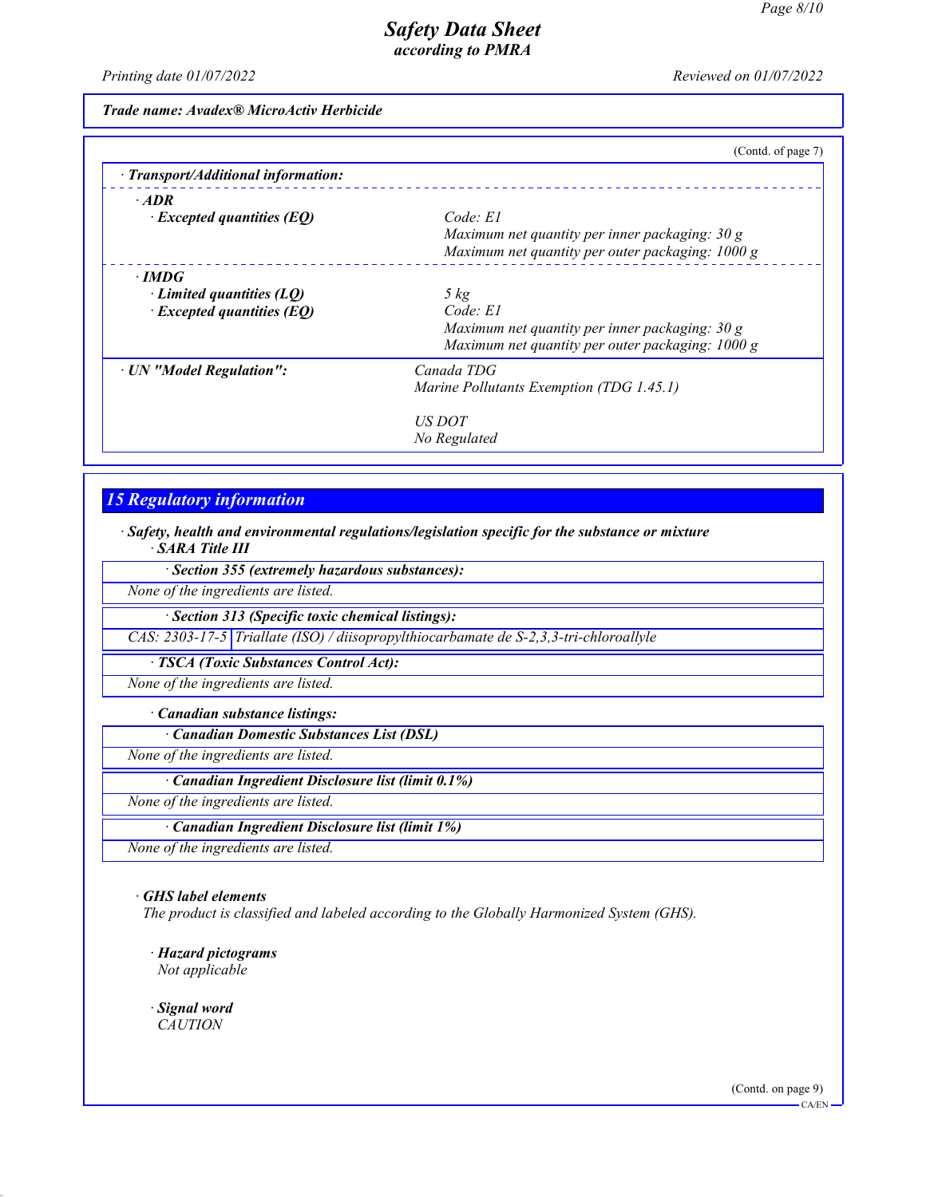*Trade name: Avadex® MicroActiv Herbicide*

(Contd. of page 7)

**· Transport/Additional information:**

**· ADR**

| | |
|---|---|
| **· Excepted quantities (EQ)** | Code: E1<br>Maximum net quantity per inner packaging: 30 g<br>Maximum net quantity per outer packaging: 1000 g |

**· IMDG**

| | |
|---|---|
| **· Limited quantities (LQ)** | 5 kg |
| **· Excepted quantities (EQ)** | Code: E1<br>Maximum net quantity per inner packaging: 30 g<br>Maximum net quantity per outer packaging: 1000 g |

| | |
|---|---|
| **· UN "Model Regulation":** | Canada TDG<br>Marine Pollutants Exemption (TDG 1.45.1)<br><br>US DOT<br>No Regulated |

## 15 Regulatory information

**· Safety, health and environmental regulations/legislation specific for the substance or mixture**

**· SARA Title III**

**· Section 355 (extremely hazardous substances):**

None of the ingredients are listed.

**· Section 313 (Specific toxic chemical listings):**

| | |
|---|---|
| CAS: 2303-17-5 | Triallate (ISO) / diisopropylthiocarbamate de S-2,3,3-tri-chloroallyle |

**· TSCA (Toxic Substances Control Act):**

None of the ingredients are listed.

**· Canadian substance listings:**

**· Canadian Domestic Substances List (DSL)**

None of the ingredients are listed.

**· Canadian Ingredient Disclosure list (limit 0.1%)**

None of the ingredients are listed.

**· Canadian Ingredient Disclosure list (limit 1%)**

None of the ingredients are listed.

**· GHS label elements**

The product is classified and labeled according to the Globally Harmonized System (GHS).

**· Hazard pictograms**

Not applicable

**· Signal word**

CAUTION

(Contd. on page 9)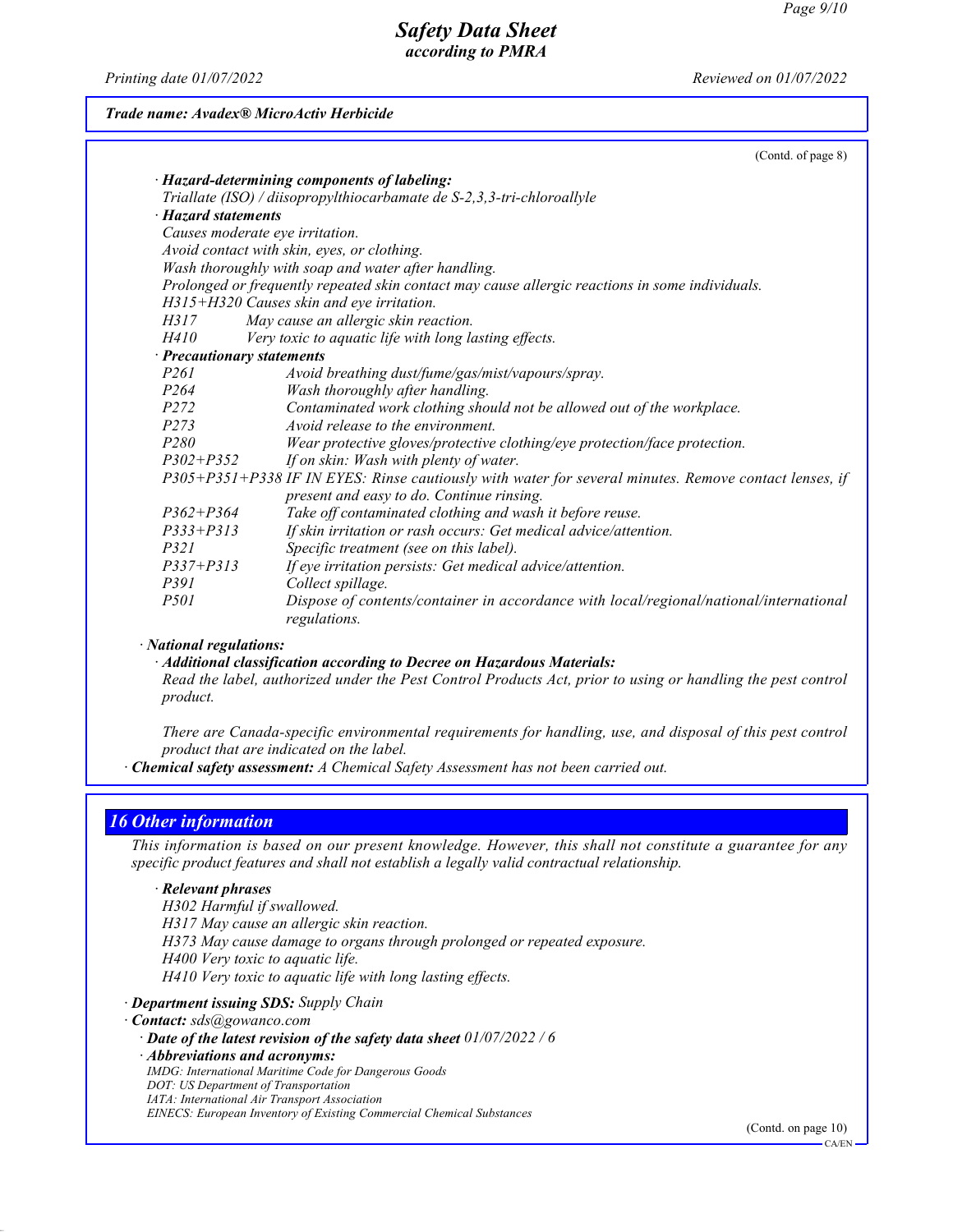Trade name: Avadex® MicroActiv Herbicide

(Contd. of page 8)

· **Hazard-determining components of labeling:**
Triallate (ISO) / diisopropylthiocarbamate de S-2,3,3-tri-chloroallyle

· **Hazard statements**
Causes moderate eye irritation.
Avoid contact with skin, eyes, or clothing.
Wash thoroughly with soap and water after handling.
Prolonged or frequently repeated skin contact may cause allergic reactions in some individuals.
H315+H320 Causes skin and eye irritation.
H317 May cause an allergic skin reaction.
H410 Very toxic to aquatic life with long lasting effects.

· **Precautionary statements**

| | |
|---|---|
| P261 | Avoid breathing dust/fume/gas/mist/vapours/spray. |
| P264 | Wash thoroughly after handling. |
| P272 | Contaminated work clothing should not be allowed out of the workplace. |
| P273 | Avoid release to the environment. |
| P280 | Wear protective gloves/protective clothing/eye protection/face protection. |
| P302+P352 | If on skin: Wash with plenty of water. |
| P305+P351+P338 | IF IN EYES: Rinse cautiously with water for several minutes. Remove contact lenses, if present and easy to do. Continue rinsing. |
| P362+P364 | Take off contaminated clothing and wash it before reuse. |
| P333+P313 | If skin irritation or rash occurs: Get medical advice/attention. |
| P321 | Specific treatment (see on this label). |
| P337+P313 | If eye irritation persists: Get medical advice/attention. |
| P391 | Collect spillage. |
| P501 | Dispose of contents/container in accordance with local/regional/national/international regulations. |

· **National regulations:**

· **Additional classification according to Decree on Hazardous Materials:**
Read the label, authorized under the Pest Control Products Act, prior to using or handling the pest control product.

There are Canada-specific environmental requirements for handling, use, and disposal of this pest control product that are indicated on the label.

· **Chemical safety assessment:** A Chemical Safety Assessment has not been carried out.

## 16 Other information

This information is based on our present knowledge. However, this shall not constitute a guarantee for any specific product features and shall not establish a legally valid contractual relationship.

· **Relevant phrases**
H302 Harmful if swallowed.
H317 May cause an allergic skin reaction.
H373 May cause damage to organs through prolonged or repeated exposure.
H400 Very toxic to aquatic life.
H410 Very toxic to aquatic life with long lasting effects.

· **Department issuing SDS:** Supply Chain
· **Contact:** sds@gowanco.com
· **Date of the latest revision of the safety data sheet** 01/07/2022 / 6
· **Abbreviations and acronyms:**
IMDG: International Maritime Code for Dangerous Goods
DOT: US Department of Transportation
IATA: International Air Transport Association
EINECS: European Inventory of Existing Commercial Chemical Substances

(Contd. on page 10)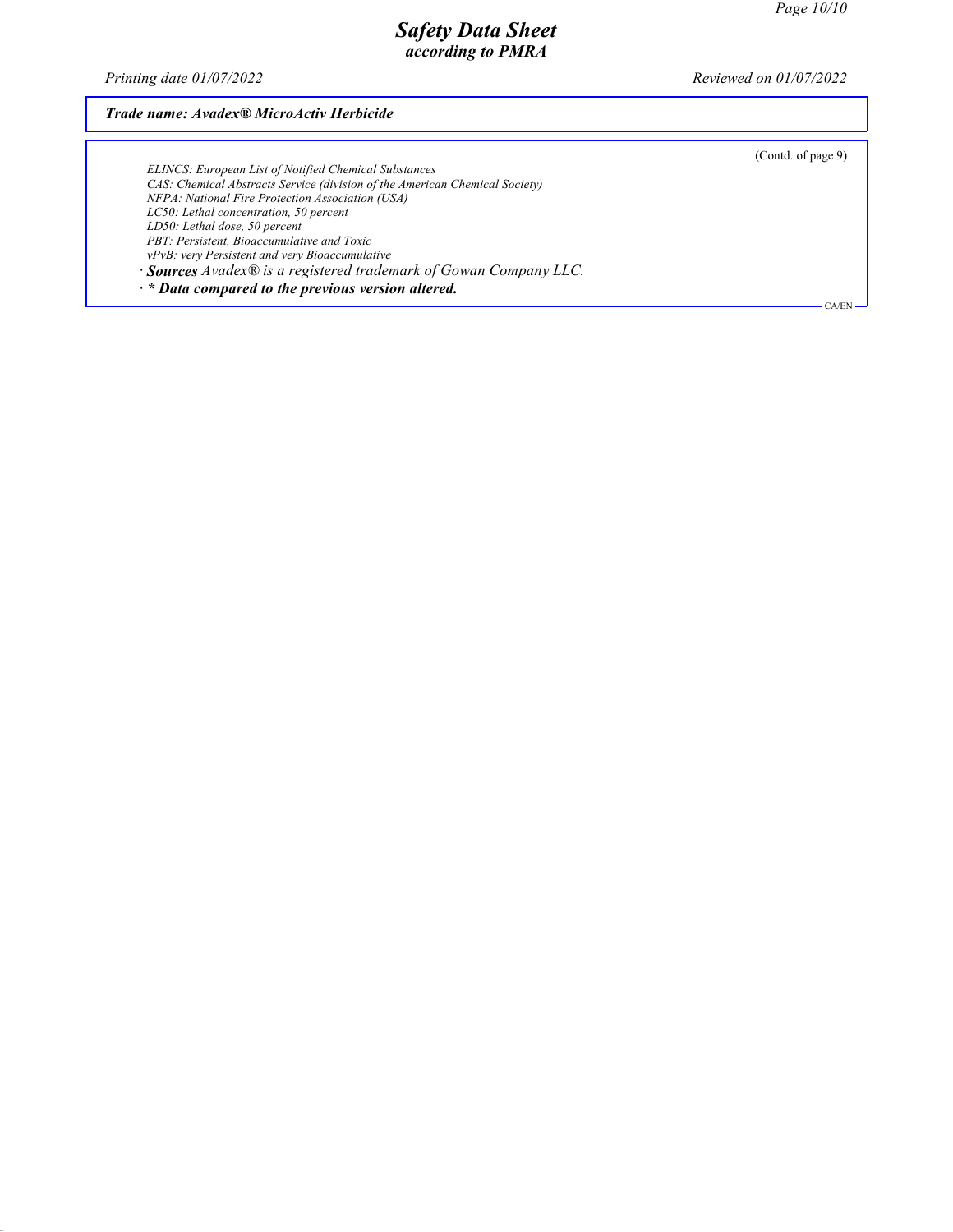(Contd. of page 9)

*ELINCS: European List of Notified Chemical Substances*
*CAS: Chemical Abstracts Service (division of the American Chemical Society)*
*NFPA: National Fire Protection Association (USA)*
*LC50: Lethal concentration, 50 percent*
*LD50: Lethal dose, 50 percent*
*PBT: Persistent, Bioaccumulative and Toxic*
*vPvB: very Persistent and very Bioaccumulative*

· ***Sources*** *Avadex® is a registered trademark of Gowan Company LLC.*

· ***\* Data compared to the previous version altered.***

CA/EN